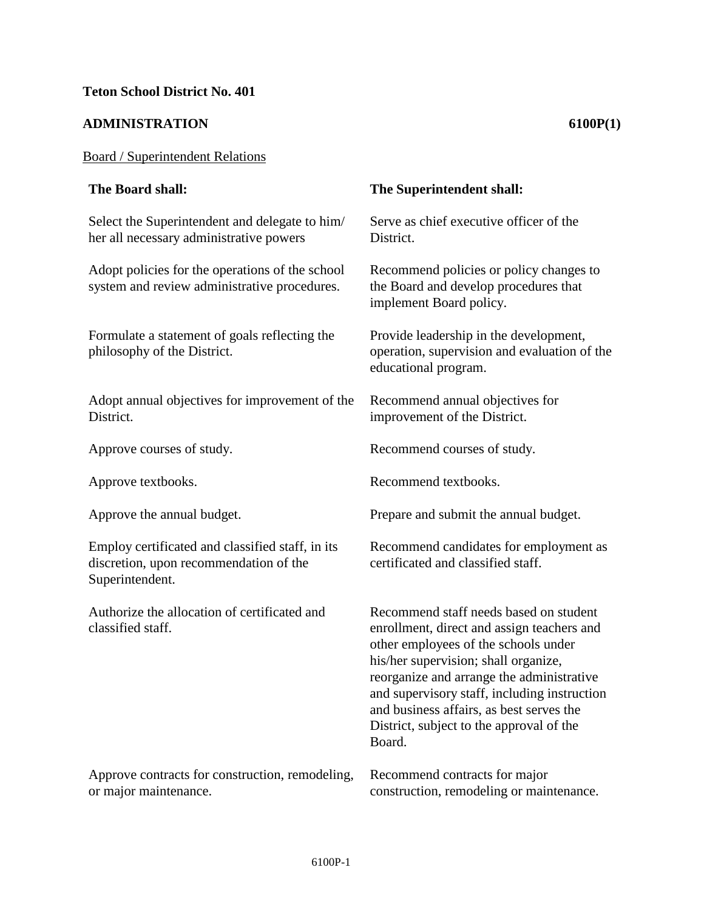**Teton School District No. 401**

**ADMINISTRATION** **6100P(1)**

Board / Superintendent Relations

| **The Board shall:** | **The Superintendent shall:** |
|---|---|
| Select the Superintendent and delegate to him/ her all necessary administrative powers | Serve as chief executive officer of the District. |
| Adopt policies for the operations of the school system and review administrative procedures. | Recommend policies or policy changes to the Board and develop procedures that implement Board policy. |
| Formulate a statement of goals reflecting the philosophy of the District. | Provide leadership in the development, operation, supervision and evaluation of the educational program. |
| Adopt annual objectives for improvement of the District. | Recommend annual objectives for improvement of the District. |
| Approve courses of study. | Recommend courses of study. |
| Approve textbooks. | Recommend textbooks. |
| Approve the annual budget. | Prepare and submit the annual budget. |
| Employ certificated and classified staff, in its discretion, upon recommendation of the Superintendent. | Recommend candidates for employment as certificated and classified staff. |
| Authorize the allocation of certificated and classified staff. | Recommend staff needs based on student enrollment, direct and assign teachers and other employees of the schools under his/her supervision; shall organize, reorganize and arrange the administrative and supervisory staff, including instruction and business affairs, as best serves the District, subject to the approval of the Board. |
| Approve contracts for construction, remodeling, or major maintenance. | Recommend contracts for major construction, remodeling or maintenance. |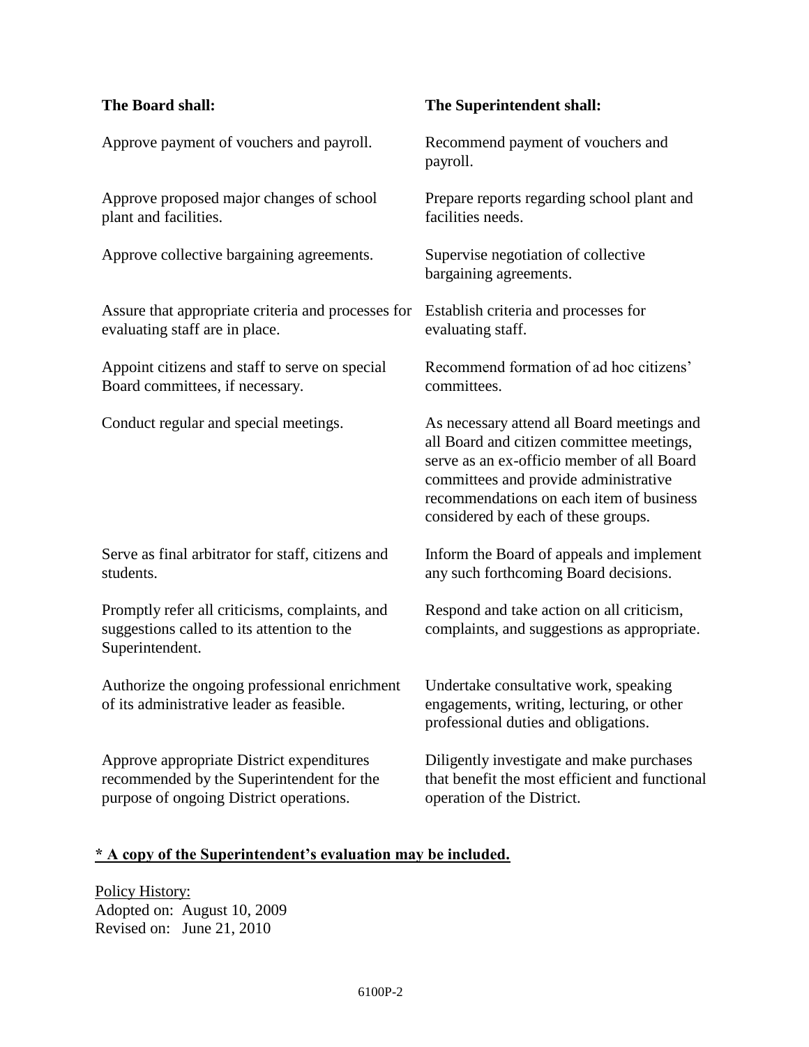| The Board shall: | The Superintendent shall: |
| --- | --- |
| Approve payment of vouchers and payroll. | Recommend payment of vouchers and payroll. |
| Approve proposed major changes of school plant and facilities. | Prepare reports regarding school plant and facilities needs. |
| Approve collective bargaining agreements. | Supervise negotiation of collective bargaining agreements. |
| Assure that appropriate criteria and processes for evaluating staff are in place. | Establish criteria and processes for evaluating staff. |
| Appoint citizens and staff to serve on special Board committees, if necessary. | Recommend formation of ad hoc citizens' committees. |
| Conduct regular and special meetings. | As necessary attend all Board meetings and all Board and citizen committee meetings, serve as an ex-officio member of all Board committees and provide administrative recommendations on each item of business considered by each of these groups. |
| Serve as final arbitrator for staff, citizens and students. | Inform the Board of appeals and implement any such forthcoming Board decisions. |
| Promptly refer all criticisms, complaints, and suggestions called to its attention to the Superintendent. | Respond and take action on all criticism, complaints, and suggestions as appropriate. |
| Authorize the ongoing professional enrichment of its administrative leader as feasible. | Undertake consultative work, speaking engagements, writing, lecturing, or other professional duties and obligations. |
| Approve appropriate District expenditures recommended by the Superintendent for the purpose of ongoing District operations. | Diligently investigate and make purchases that benefit the most efficient and functional operation of the District. |

**<u>* A copy of the Superintendent's evaluation may be included.</u>**

<u>Policy History:</u>
Adopted on: August 10, 2009
Revised on: June 21, 2010